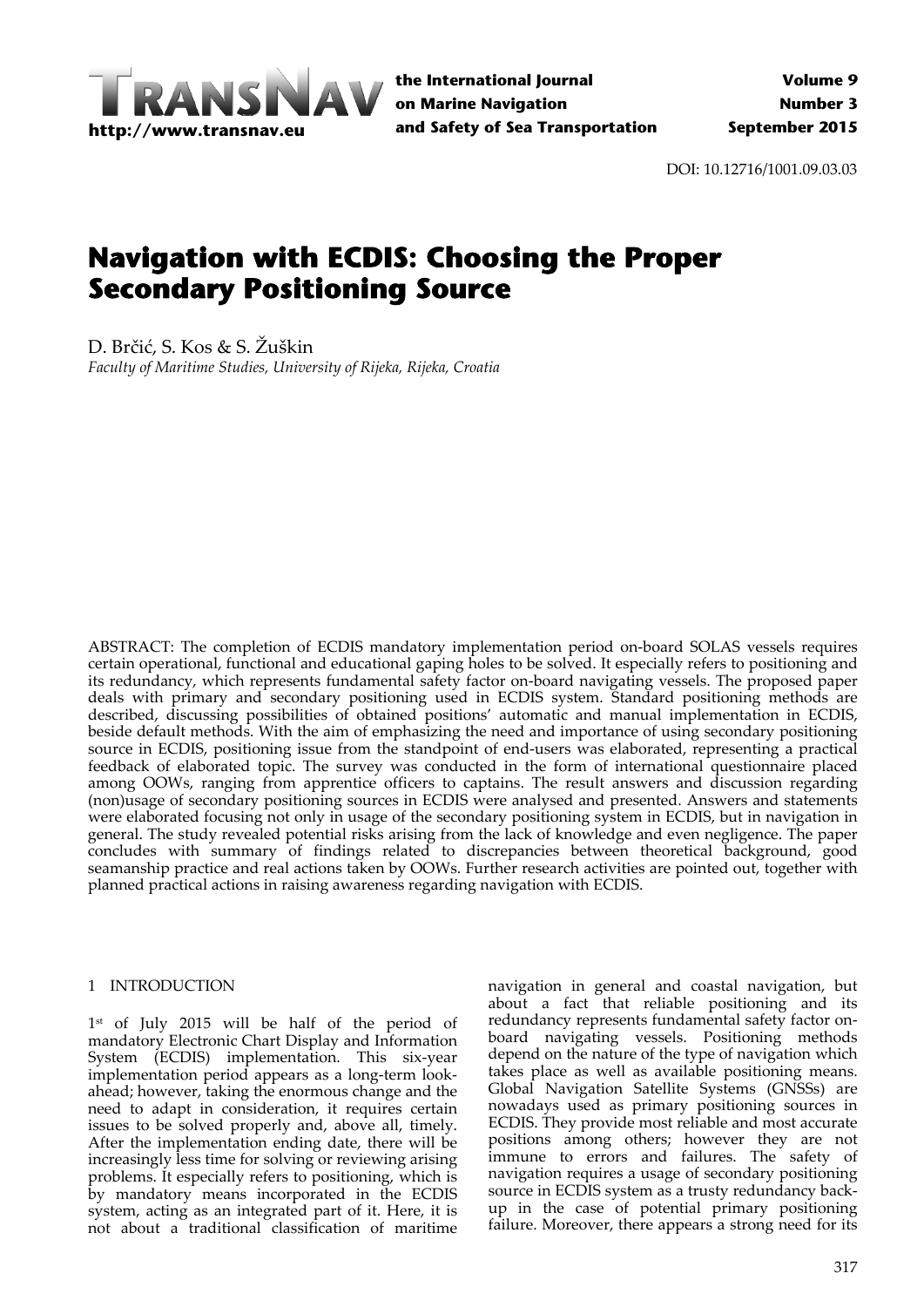DOI: 10.12716/1001.09.03.03

# Navigation with ECDIS: Choosing the Proper Secondary Positioning Source

D. Brčić, S. Kos & S. Žuškin

*Faculty of Maritime Studies, University of Rijeka, Rijeka, Croatia*

ABSTRACT: The completion of ECDIS mandatory implementation period on-board SOLAS vessels requires certain operational, functional and educational gaping holes to be solved. It especially refers to positioning and its redundancy, which represents fundamental safety factor on-board navigating vessels. The proposed paper deals with primary and secondary positioning used in ECDIS system. Standard positioning methods are described, discussing possibilities of obtained positions' automatic and manual implementation in ECDIS, beside default methods. With the aim of emphasizing the need and importance of using secondary positioning source in ECDIS, positioning issue from the standpoint of end-users was elaborated, representing a practical feedback of elaborated topic. The survey was conducted in the form of international questionnaire placed among OOWs, ranging from apprentice officers to captains. The result answers and discussion regarding (non)usage of secondary positioning sources in ECDIS were analysed and presented. Answers and statements were elaborated focusing not only in usage of the secondary positioning system in ECDIS, but in navigation in general. The study revealed potential risks arising from the lack of knowledge and even negligence. The paper concludes with summary of findings related to discrepancies between theoretical background, good seamanship practice and real actions taken by OOWs. Further research activities are pointed out, together with planned practical actions in raising awareness regarding navigation with ECDIS.

## 1 INTRODUCTION

1st of July 2015 will be half of the period of mandatory Electronic Chart Display and Information System (ECDIS) implementation. This six-year implementation period appears as a long-term look-ahead; however, taking the enormous change and the need to adapt in consideration, it requires certain issues to be solved properly and, above all, timely. After the implementation ending date, there will be increasingly less time for solving or reviewing arising problems. It especially refers to positioning, which is by mandatory means incorporated in the ECDIS system, acting as an integrated part of it. Here, it is not about a traditional classification of maritime navigation in general and coastal navigation, but about a fact that reliable positioning and its redundancy represents fundamental safety factor on-board navigating vessels. Positioning methods depend on the nature of the type of navigation which takes place as well as available positioning means. Global Navigation Satellite Systems (GNSSs) are nowadays used as primary positioning sources in ECDIS. They provide most reliable and most accurate positions among others; however they are not immune to errors and failures. The safety of navigation requires a usage of secondary positioning source in ECDIS system as a trusty redundancy back-up in the case of potential primary positioning failure. Moreover, there appears a strong need for its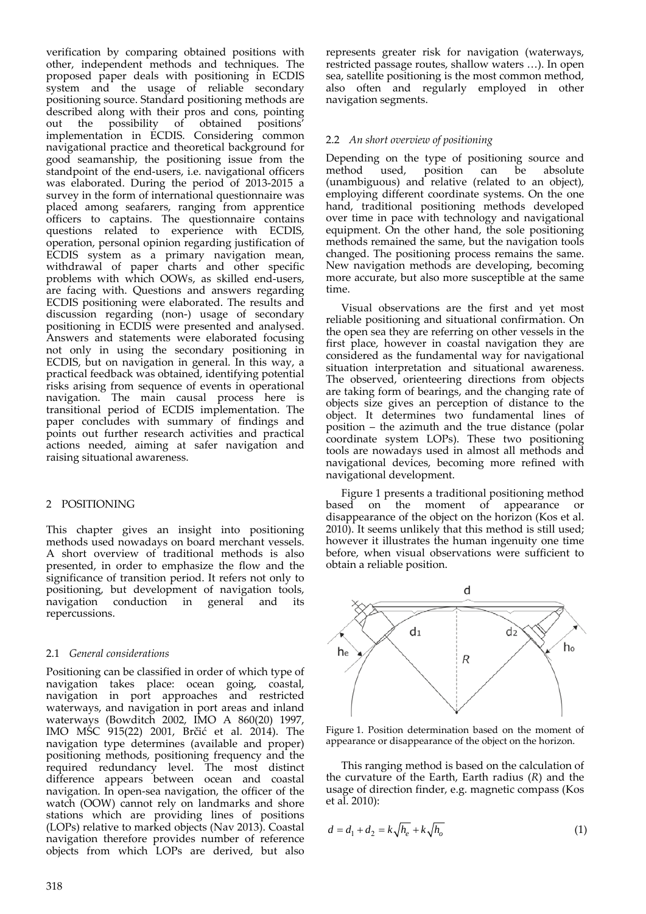verification by comparing obtained positions with other, independent methods and techniques. The proposed paper deals with positioning in ECDIS system and the usage of reliable secondary positioning source. Standard positioning methods are described along with their pros and cons, pointing out the possibility of obtained positions' implementation in ECDIS. Considering common navigational practice and theoretical background for good seamanship, the positioning issue from the standpoint of the end-users, i.e. navigational officers was elaborated. During the period of 2013-2015 a survey in the form of international questionnaire was placed among seafarers, ranging from apprentice officers to captains. The questionnaire contains questions related to experience with ECDIS, operation, personal opinion regarding justification of ECDIS system as a primary navigation mean, withdrawal of paper charts and other specific problems with which OOWs, as skilled end-users, are facing with. Questions and answers regarding ECDIS positioning were elaborated. The results and discussion regarding (non-) usage of secondary positioning in ECDIS were presented and analysed. Answers and statements were elaborated focusing not only in using the secondary positioning in ECDIS, but on navigation in general. In this way, a practical feedback was obtained, identifying potential risks arising from sequence of events in operational navigation. The main causal process here is transitional period of ECDIS implementation. The paper concludes with summary of findings and points out further research activities and practical actions needed, aiming at safer navigation and raising situational awareness.

## 2 POSITIONING

This chapter gives an insight into positioning methods used nowadays on board merchant vessels. A short overview of traditional methods is also presented, in order to emphasize the flow and the significance of transition period. It refers not only to positioning, but development of navigation tools, navigation conduction in general and its repercussions.

### 2.1 *General considerations*

Positioning can be classified in order of which type of navigation takes place: ocean going, coastal, navigation in port approaches and restricted waterways, and navigation in port areas and inland waterways (Bowditch 2002, IMO A 860(20) 1997, IMO MSC 915(22) 2001, Brčić et al. 2014). The navigation type determines (available and proper) positioning methods, positioning frequency and the required redundancy level. The most distinct difference appears between ocean and coastal navigation. In open-sea navigation, the officer of the watch (OOW) cannot rely on landmarks and shore stations which are providing lines of positions (LOPs) relative to marked objects (Nav 2013). Coastal navigation therefore provides number of reference objects from which LOPs are derived, but also represents greater risk for navigation (waterways, restricted passage routes, shallow waters …). In open sea, satellite positioning is the most common method, also often and regularly employed in other navigation segments.

### 2.2 *An short overview of positioning*

Depending on the type of positioning source and method used, position can be absolute (unambiguous) and relative (related to an object), employing different coordinate systems. On the one hand, traditional positioning methods developed over time in pace with technology and navigational equipment. On the other hand, the sole positioning methods remained the same, but the navigation tools changed. The positioning process remains the same. New navigation methods are developing, becoming more accurate, but also more susceptible at the same time.

Visual observations are the first and yet most reliable positioning and situational confirmation. On the open sea they are referring on other vessels in the first place, however in coastal navigation they are considered as the fundamental way for navigational situation interpretation and situational awareness. The observed, orienteering directions from objects are taking form of bearings, and the changing rate of objects size gives an perception of distance to the object. It determines two fundamental lines of position – the azimuth and the true distance (polar coordinate system LOPs). These two positioning tools are nowadays used in almost all methods and navigational devices, becoming more refined with navigational development.

Figure 1 presents a traditional positioning method based on the moment of appearance or disappearance of the object on the horizon (Kos et al. 2010). It seems unlikely that this method is still used; however it illustrates the human ingenuity one time before, when visual observations were sufficient to obtain a reliable position.

Figure 1. Position determination based on the moment of appearance or disappearance of the object on the horizon.

This ranging method is based on the calculation of the curvature of the Earth, Earth radius ($R$) and the usage of direction finder, e.g. magnetic compass (Kos et al. 2010):

$$d = d_1 + d_2 = k\sqrt{h_e} + k\sqrt{h_o} \quad (1)$$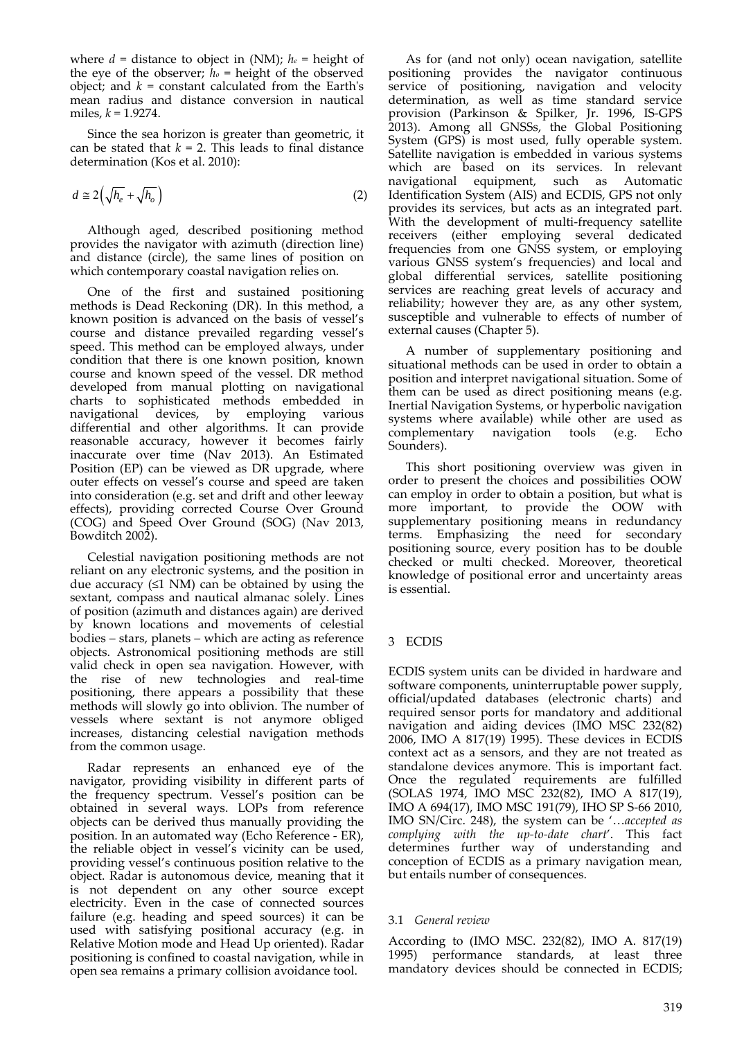where $d$ = distance to object in (NM); $h_e$ = height of the eye of the observer; $h_o$ = height of the observed object; and $k$ = constant calculated from the Earth's mean radius and distance conversion in nautical miles, $k$ = 1.9274.

Since the sea horizon is greater than geometric, it can be stated that $k$ = 2. This leads to final distance determination (Kos et al. 2010):

$$d \cong 2\left(\sqrt{h_e} + \sqrt{h_o}\right) \tag{2}$$

Although aged, described positioning method provides the navigator with azimuth (direction line) and distance (circle), the same lines of position on which contemporary coastal navigation relies on.

One of the first and sustained positioning methods is Dead Reckoning (DR). In this method, a known position is advanced on the basis of vessel's course and distance prevailed regarding vessel's speed. This method can be employed always, under condition that there is one known position, known course and known speed of the vessel. DR method developed from manual plotting on navigational charts to sophisticated methods embedded in navigational devices, by employing various differential and other algorithms. It can provide reasonable accuracy, however it becomes fairly inaccurate over time (Nav 2013). An Estimated Position (EP) can be viewed as DR upgrade, where outer effects on vessel's course and speed are taken into consideration (e.g. set and drift and other leeway effects), providing corrected Course Over Ground (COG) and Speed Over Ground (SOG) (Nav 2013, Bowditch 2002).

Celestial navigation positioning methods are not reliant on any electronic systems, and the position in due accuracy (≤1 NM) can be obtained by using the sextant, compass and nautical almanac solely. Lines of position (azimuth and distances again) are derived by known locations and movements of celestial bodies – stars, planets – which are acting as reference objects. Astronomical positioning methods are still valid check in open sea navigation. However, with the rise of new technologies and real-time positioning, there appears a possibility that these methods will slowly go into oblivion. The number of vessels where sextant is not anymore obliged increases, distancing celestial navigation methods from the common usage.

Radar represents an enhanced eye of the navigator, providing visibility in different parts of the frequency spectrum. Vessel's position can be obtained in several ways. LOPs from reference objects can be derived thus manually providing the position. In an automated way (Echo Reference - ER), the reliable object in vessel's vicinity can be used, providing vessel's continuous position relative to the object. Radar is autonomous device, meaning that it is not dependent on any other source except electricity. Even in the case of connected sources failure (e.g. heading and speed sources) it can be used with satisfying positional accuracy (e.g. in Relative Motion mode and Head Up oriented). Radar positioning is confined to coastal navigation, while in open sea remains a primary collision avoidance tool.

As for (and not only) ocean navigation, satellite positioning provides the navigator continuous service of positioning, navigation and velocity determination, as well as time standard service provision (Parkinson & Spilker, Jr. 1996, IS-GPS 2013). Among all GNSSs, the Global Positioning System (GPS) is most used, fully operable system. Satellite navigation is embedded in various systems which are based on its services. In relevant navigational equipment, such as Automatic Identification System (AIS) and ECDIS, GPS not only provides its services, but acts as an integrated part. With the development of multi-frequency satellite receivers (either employing several dedicated frequencies from one GNSS system, or employing various GNSS system's frequencies) and local and global differential services, satellite positioning services are reaching great levels of accuracy and reliability; however they are, as any other system, susceptible and vulnerable to effects of number of external causes (Chapter 5).

A number of supplementary positioning and situational methods can be used in order to obtain a position and interpret navigational situation. Some of them can be used as direct positioning means (e.g. Inertial Navigation Systems, or hyperbolic navigation systems where available) while other are used as complementary navigation tools (e.g. Echo Sounders).

This short positioning overview was given in order to present the choices and possibilities OOW can employ in order to obtain a position, but what is more important, to provide the OOW with supplementary positioning means in redundancy terms. Emphasizing the need for secondary positioning source, every position has to be double checked or multi checked. Moreover, theoretical knowledge of positional error and uncertainty areas is essential.

## 3 ECDIS

ECDIS system units can be divided in hardware and software components, uninterruptable power supply, official/updated databases (electronic charts) and required sensor ports for mandatory and additional navigation and aiding devices (IMO MSC 232(82) 2006, IMO A 817(19) 1995). These devices in ECDIS context act as a sensors, and they are not treated as standalone devices anymore. This is important fact. Once the regulated requirements are fulfilled (SOLAS 1974, IMO MSC 232(82), IMO A 817(19), IMO A 694(17), IMO MSC 191(79), IHO SP S-66 2010, IMO SN/Circ. 248), the system can be '…*accepted as complying with the up-to-date chart*'. This fact determines further way of understanding and conception of ECDIS as a primary navigation mean, but entails number of consequences.

### 3.1 *General review*

According to (IMO MSC. 232(82), IMO A. 817(19) 1995) performance standards, at least three mandatory devices should be connected in ECDIS;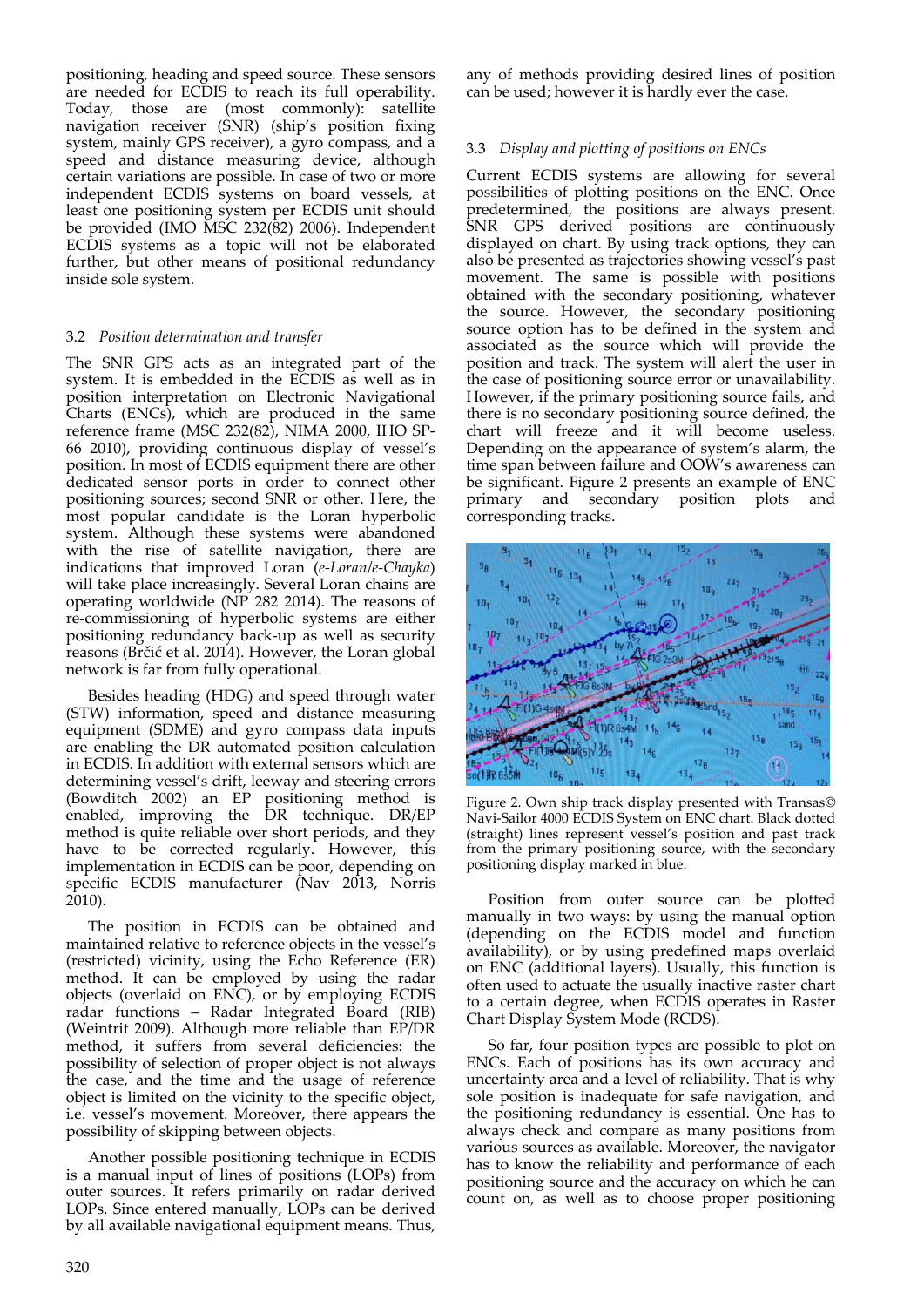positioning, heading and speed source. These sensors are needed for ECDIS to reach its full operability. Today, those are (most commonly): satellite navigation receiver (SNR) (ship's position fixing system, mainly GPS receiver), a gyro compass, and a speed and distance measuring device, although certain variations are possible. In case of two or more independent ECDIS systems on board vessels, at least one positioning system per ECDIS unit should be provided (IMO MSC 232(82) 2006). Independent ECDIS systems as a topic will not be elaborated further, but other means of positional redundancy inside sole system.

### 3.2 *Position determination and transfer*

The SNR GPS acts as an integrated part of the system. It is embedded in the ECDIS as well as in position interpretation on Electronic Navigational Charts (ENCs), which are produced in the same reference frame (MSC 232(82), NIMA 2000, IHO SP-66 2010), providing continuous display of vessel's position. In most of ECDIS equipment there are other dedicated sensor ports in order to connect other positioning sources; second SNR or other. Here, the most popular candidate is the Loran hyperbolic system. Although these systems were abandoned with the rise of satellite navigation, there are indications that improved Loran (*e-Loran*/*e-Chayka*) will take place increasingly. Several Loran chains are operating worldwide (NP 282 2014). The reasons of re-commissioning of hyperbolic systems are either positioning redundancy back-up as well as security reasons (Brčić et al. 2014). However, the Loran global network is far from fully operational.

Besides heading (HDG) and speed through water (STW) information, speed and distance measuring equipment (SDME) and gyro compass data inputs are enabling the DR automated position calculation in ECDIS. In addition with external sensors which are determining vessel's drift, leeway and steering errors (Bowditch 2002) an EP positioning method is enabled, improving the DR technique. DR/EP method is quite reliable over short periods, and they have to be corrected regularly. However, this implementation in ECDIS can be poor, depending on specific ECDIS manufacturer (Nav 2013, Norris 2010).

The position in ECDIS can be obtained and maintained relative to reference objects in the vessel's (restricted) vicinity, using the Echo Reference (ER) method. It can be employed by using the radar objects (overlaid on ENC), or by employing ECDIS radar functions – Radar Integrated Board (RIB) (Weintrit 2009). Although more reliable than EP/DR method, it suffers from several deficiencies: the possibility of selection of proper object is not always the case, and the time and the usage of reference object is limited on the vicinity to the specific object, i.e. vessel's movement. Moreover, there appears the possibility of skipping between objects.

Another possible positioning technique in ECDIS is a manual input of lines of positions (LOPs) from outer sources. It refers primarily on radar derived LOPs. Since entered manually, LOPs can be derived by all available navigational equipment means. Thus, any of methods providing desired lines of position can be used; however it is hardly ever the case.

### 3.3 *Display and plotting of positions on ENCs*

Current ECDIS systems are allowing for several possibilities of plotting positions on the ENC. Once predetermined, the positions are always present. SNR GPS derived positions are continuously displayed on chart. By using track options, they can also be presented as trajectories showing vessel's past movement. The same is possible with positions obtained with the secondary positioning, whatever the source. However, the secondary positioning source option has to be defined in the system and associated as the source which will provide the position and track. The system will alert the user in the case of positioning source error or unavailability. However, if the primary positioning source fails, and there is no secondary positioning source defined, the chart will freeze and it will become useless. Depending on the appearance of system's alarm, the time span between failure and OOW's awareness can be significant. Figure 2 presents an example of ENC primary and secondary position plots and corresponding tracks.

Figure 2. Own ship track display presented with Transas© Navi-Sailor 4000 ECDIS System on ENC chart. Black dotted (straight) lines represent vessel's position and past track from the primary positioning source, with the secondary positioning display marked in blue.

Position from outer source can be plotted manually in two ways: by using the manual option (depending on the ECDIS model and function availability), or by using predefined maps overlaid on ENC (additional layers). Usually, this function is often used to actuate the usually inactive raster chart to a certain degree, when ECDIS operates in Raster Chart Display System Mode (RCDS).

So far, four position types are possible to plot on ENCs. Each of positions has its own accuracy and uncertainty area and a level of reliability. That is why sole position is inadequate for safe navigation, and the positioning redundancy is essential. One has to always check and compare as many positions from various sources as available. Moreover, the navigator has to know the reliability and performance of each positioning source and the accuracy on which he can count on, as well as to choose proper positioning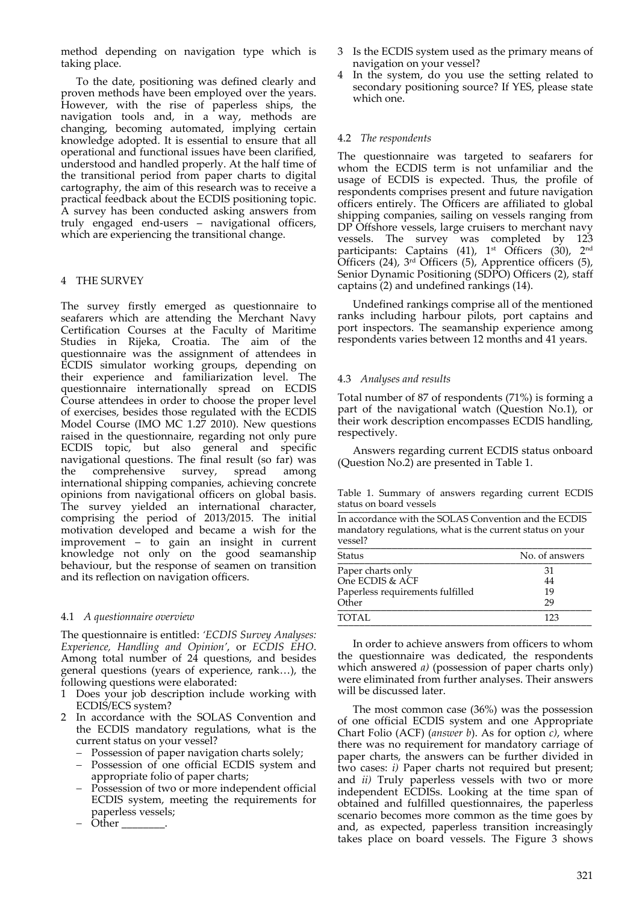method depending on navigation type which is taking place.

To the date, positioning was defined clearly and proven methods have been employed over the years. However, with the rise of paperless ships, the navigation tools and, in a way, methods are changing, becoming automated, implying certain knowledge adopted. It is essential to ensure that all operational and functional issues have been clarified, understood and handled properly. At the half time of the transitional period from paper charts to digital cartography, the aim of this research was to receive a practical feedback about the ECDIS positioning topic. A survey has been conducted asking answers from truly engaged end-users – navigational officers, which are experiencing the transitional change.

## 4 THE SURVEY

The survey firstly emerged as questionnaire to seafarers which are attending the Merchant Navy Certification Courses at the Faculty of Maritime Studies in Rijeka, Croatia. The aim of the questionnaire was the assignment of attendees in ECDIS simulator working groups, depending on their experience and familiarization level. The questionnaire internationally spread on ECDIS Course attendees in order to choose the proper level of exercises, besides those regulated with the ECDIS Model Course (IMO MC 1.27 2010). New questions raised in the questionnaire, regarding not only pure ECDIS topic, but also general and specific navigational questions. The final result (so far) was the comprehensive survey, spread among international shipping companies, achieving concrete opinions from navigational officers on global basis. The survey yielded an international character, comprising the period of 2013/2015. The initial motivation developed and became a wish for the improvement – to gain an insight in current knowledge not only on the good seamanship behaviour, but the response of seamen on transition and its reflection on navigation officers.

### 4.1 *A questionnaire overview*

The questionnaire is entitled: *'ECDIS Survey Analyses: Experience, Handling and Opinion'*, or *ECDIS EHO*. Among total number of 24 questions, and besides general questions (years of experience, rank…), the following questions were elaborated:

1. Does your job description include working with ECDIS/ECS system?
2. In accordance with the SOLAS Convention and the ECDIS mandatory regulations, what is the current status on your vessel?
   - Possession of paper navigation charts solely;
   - Possession of one official ECDIS system and appropriate folio of paper charts;
   - Possession of two or more independent official ECDIS system, meeting the requirements for paperless vessels;
   - Other ________.
3. Is the ECDIS system used as the primary means of navigation on your vessel?
4. In the system, do you use the setting related to secondary positioning source? If YES, please state which one.

### 4.2 *The respondents*

The questionnaire was targeted to seafarers for whom the ECDIS term is not unfamiliar and the usage of ECDIS is expected. Thus, the profile of respondents comprises present and future navigation officers entirely. The Officers are affiliated to global shipping companies, sailing on vessels ranging from DP Offshore vessels, large cruisers to merchant navy vessels. The survey was completed by 123 participants: Captains (41), 1st Officers (30), 2nd Officers (24), 3rd Officers (5), Apprentice officers (5), Senior Dynamic Positioning (SDPO) Officers (2), staff captains (2) and undefined rankings (14).

Undefined rankings comprise all of the mentioned ranks including harbour pilots, port captains and port inspectors. The seamanship experience among respondents varies between 12 months and 41 years.

### 4.3 *Analyses and results*

Total number of 87 of respondents (71%) is forming a part of the navigational watch (Question No.1), or their work description encompasses ECDIS handling, respectively.

Answers regarding current ECDIS status onboard (Question No.2) are presented in Table 1.

Table 1. Summary of answers regarding current ECDIS status on board vessels

| In accordance with the SOLAS Convention and the ECDIS mandatory regulations, what is the current status on your vessel? | |
|---|---|
| Status | No. of answers |
| Paper charts only | 31 |
| One ECDIS & ACF | 44 |
| Paperless requirements fulfilled | 19 |
| Other | 29 |
| TOTAL | 123 |

In order to achieve answers from officers to whom the questionnaire was dedicated, the respondents which answered *a)* (possession of paper charts only) were eliminated from further analyses. Their answers will be discussed later.

The most common case (36%) was the possession of one official ECDIS system and one Appropriate Chart Folio (ACF) (*answer b*). As for option *c)*, where there was no requirement for mandatory carriage of paper charts, the answers can be further divided in two cases: *i)* Paper charts not required but present; and *ii)* Truly paperless vessels with two or more independent ECDISs. Looking at the time span of obtained and fulfilled questionnaires, the paperless scenario becomes more common as the time goes by and, as expected, paperless transition increasingly takes place on board vessels. The Figure 3 shows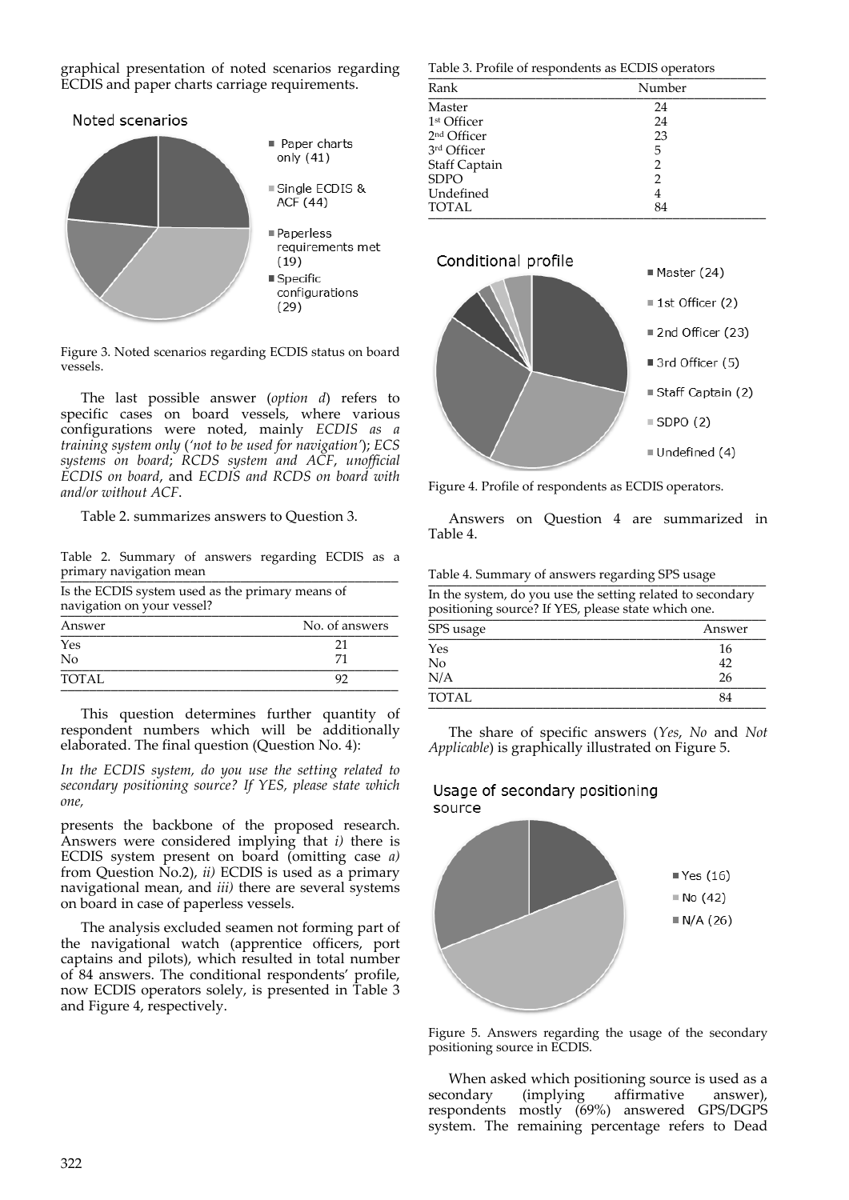graphical presentation of noted scenarios regarding ECDIS and paper charts carriage requirements.

Figure 3. Noted scenarios regarding ECDIS status on board vessels.

The last possible answer (*option d*) refers to specific cases on board vessels, where various configurations were noted, mainly *ECDIS as a training system only* (*'not to be used for navigation'*); *ECS systems on board*; *RCDS system and ACF*, *unofficial ECDIS on board*, and *ECDIS and RCDS on board with and/or without ACF*.

Table 2. summarizes answers to Question 3.

Table 2. Summary of answers regarding ECDIS as a primary navigation mean

| Is the ECDIS system used as the primary means of navigation on your vessel? | |
|---|---|
| Answer | No. of answers |
| Yes | 21 |
| No | 71 |
| TOTAL | 92 |

This question determines further quantity of respondent numbers which will be additionally elaborated. The final question (Question No. 4):

*In the ECDIS system, do you use the setting related to secondary positioning source? If YES, please state which one,*

presents the backbone of the proposed research. Answers were considered implying that *i)* there is ECDIS system present on board (omitting case *a)* from Question No.2), *ii)* ECDIS is used as a primary navigational mean, and *iii)* there are several systems on board in case of paperless vessels.

The analysis excluded seamen not forming part of the navigational watch (apprentice officers, port captains and pilots), which resulted in total number of 84 answers. The conditional respondents' profile, now ECDIS operators solely, is presented in Table 3 and Figure 4, respectively.

Table 3. Profile of respondents as ECDIS operators

| Rank | Number |
|---|---|
| Master | 24 |
| 1st Officer | 24 |
| 2nd Officer | 23 |
| 3rd Officer | 5 |
| Staff Captain | 2 |
| SDPO | 2 |
| Undefined | 4 |
| TOTAL | 84 |

Figure 4. Profile of respondents as ECDIS operators.

Answers on Question 4 are summarized in Table 4.

Table 4. Summary of answers regarding SPS usage

| In the system, do you use the setting related to secondary positioning source? If YES, please state which one. | |
|---|---|
| SPS usage | Answer |
| Yes | 16 |
| No | 42 |
| N/A | 26 |
| TOTAL | 84 |

The share of specific answers (*Yes*, *No* and *Not Applicable*) is graphically illustrated on Figure 5.

Figure 5. Answers regarding the usage of the secondary positioning source in ECDIS.

When asked which positioning source is used as a secondary (implying affirmative answer), respondents mostly (69%) answered GPS/DGPS system. The remaining percentage refers to Dead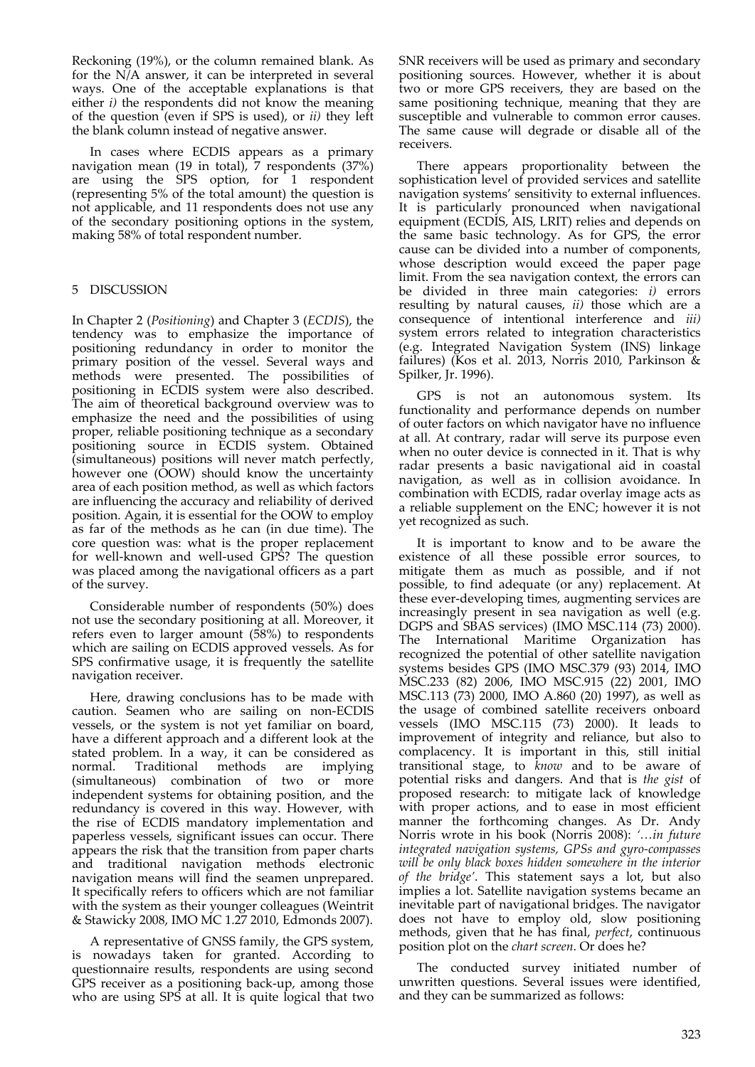Reckoning (19%), or the column remained blank. As for the N/A answer, it can be interpreted in several ways. One of the acceptable explanations is that either *i)* the respondents did not know the meaning of the question (even if SPS is used), or *ii)* they left the blank column instead of negative answer.

In cases where ECDIS appears as a primary navigation mean (19 in total), 7 respondents (37%) are using the SPS option, for 1 respondent (representing 5% of the total amount) the question is not applicable, and 11 respondents does not use any of the secondary positioning options in the system, making 58% of total respondent number.

## 5 DISCUSSION

In Chapter 2 (*Positioning*) and Chapter 3 (*ECDIS*), the tendency was to emphasize the importance of positioning redundancy in order to monitor the primary position of the vessel. Several ways and methods were presented. The possibilities of positioning in ECDIS system were also described. The aim of theoretical background overview was to emphasize the need and the possibilities of using proper, reliable positioning technique as a secondary positioning source in ECDIS system. Obtained (simultaneous) positions will never match perfectly, however one (OOW) should know the uncertainty area of each position method, as well as which factors are influencing the accuracy and reliability of derived position. Again, it is essential for the OOW to employ as far of the methods as he can (in due time). The core question was: what is the proper replacement for well-known and well-used GPS? The question was placed among the navigational officers as a part of the survey.

Considerable number of respondents (50%) does not use the secondary positioning at all. Moreover, it refers even to larger amount (58%) to respondents which are sailing on ECDIS approved vessels. As for SPS confirmative usage, it is frequently the satellite navigation receiver.

Here, drawing conclusions has to be made with caution. Seamen who are sailing on non-ECDIS vessels, or the system is not yet familiar on board, have a different approach and a different look at the stated problem. In a way, it can be considered as normal. Traditional methods are implying (simultaneous) combination of two or more independent systems for obtaining position, and the redundancy is covered in this way. However, with the rise of ECDIS mandatory implementation and paperless vessels, significant issues can occur. There appears the risk that the transition from paper charts and traditional navigation methods electronic navigation means will find the seamen unprepared. It specifically refers to officers which are not familiar with the system as their younger colleagues (Weintrit & Stawicky 2008, IMO MC 1.27 2010, Edmonds 2007).

A representative of GNSS family, the GPS system, is nowadays taken for granted. According to questionnaire results, respondents are using second GPS receiver as a positioning back-up, among those who are using SPS at all. It is quite logical that two SNR receivers will be used as primary and secondary positioning sources. However, whether it is about two or more GPS receivers, they are based on the same positioning technique, meaning that they are susceptible and vulnerable to common error causes. The same cause will degrade or disable all of the receivers.

There appears proportionality between the sophistication level of provided services and satellite navigation systems' sensitivity to external influences. It is particularly pronounced when navigational equipment (ECDIS, AIS, LRIT) relies and depends on the same basic technology. As for GPS, the error cause can be divided into a number of components, whose description would exceed the paper page limit. From the sea navigation context, the errors can be divided in three main categories: *i)* errors resulting by natural causes, *ii)* those which are a consequence of intentional interference and *iii)* system errors related to integration characteristics (e.g. Integrated Navigation System (INS) linkage failures) (Kos et al. 2013, Norris 2010, Parkinson & Spilker, Jr. 1996).

GPS is not an autonomous system. Its functionality and performance depends on number of outer factors on which navigator have no influence at all. At contrary, radar will serve its purpose even when no outer device is connected in it. That is why radar presents a basic navigational aid in coastal navigation, as well as in collision avoidance. In combination with ECDIS, radar overlay image acts as a reliable supplement on the ENC; however it is not yet recognized as such.

It is important to know and to be aware the existence of all these possible error sources, to mitigate them as much as possible, and if not possible, to find adequate (or any) replacement. At these ever-developing times, augmenting services are increasingly present in sea navigation as well (e.g. DGPS and SBAS services) (IMO MSC.114 (73) 2000). The International Maritime Organization has recognized the potential of other satellite navigation systems besides GPS (IMO MSC.379 (93) 2014, IMO MSC.233 (82) 2006, IMO MSC.915 (22) 2001, IMO MSC.113 (73) 2000, IMO A.860 (20) 1997), as well as the usage of combined satellite receivers onboard vessels (IMO MSC.115 (73) 2000). It leads to improvement of integrity and reliance, but also to complacency. It is important in this, still initial transitional stage, to *know* and to be aware of potential risks and dangers. And that is *the gist* of proposed research: to mitigate lack of knowledge with proper actions, and to ease in most efficient manner the forthcoming changes. As Dr. Andy Norris wrote in his book (Norris 2008): *'…in future integrated navigation systems, GPSs and gyro-compasses will be only black boxes hidden somewhere in the interior of the bridge'*. This statement says a lot, but also implies a lot. Satellite navigation systems became an inevitable part of navigational bridges. The navigator does not have to employ old, slow positioning methods, given that he has final, *perfect*, continuous position plot on the *chart screen*. Or does he?

The conducted survey initiated number of unwritten questions. Several issues were identified, and they can be summarized as follows: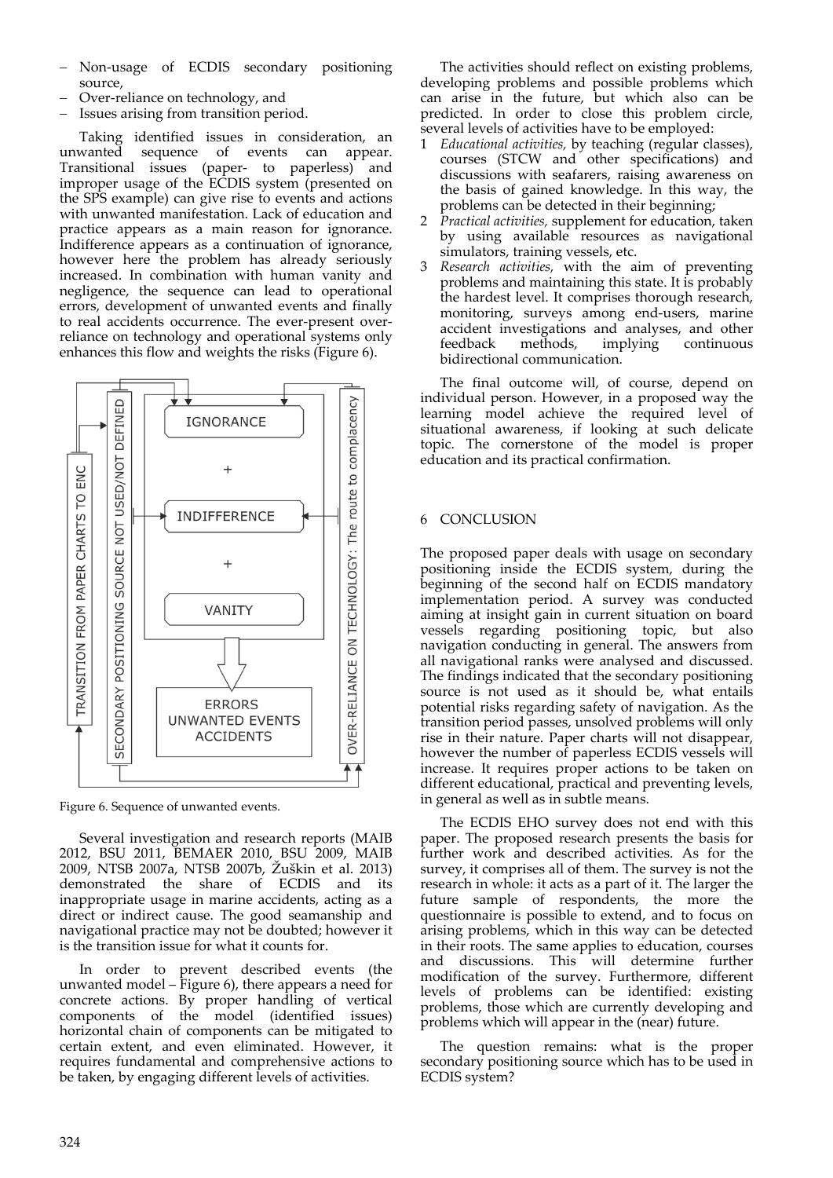- Non-usage of ECDIS secondary positioning source,
- Over-reliance on technology, and
- Issues arising from transition period.

Taking identified issues in consideration, an unwanted sequence of events can appear. Transitional issues (paper- to paperless) and improper usage of the ECDIS system (presented on the SPS example) can give rise to events and actions with unwanted manifestation. Lack of education and practice appears as a main reason for ignorance. Indifference appears as a continuation of ignorance, however here the problem has already seriously increased. In combination with human vanity and negligence, the sequence can lead to operational errors, development of unwanted events and finally to real accidents occurrence. The ever-present over-reliance on technology and operational systems only enhances this flow and weights the risks (Figure 6).

Figure 6. Sequence of unwanted events.

Several investigation and research reports (MAIB 2012, BSU 2011, BEMAER 2010, BSU 2009, MAIB 2009, NTSB 2007a, NTSB 2007b, Žuškin et al. 2013) demonstrated the share of ECDIS and its inappropriate usage in marine accidents, acting as a direct or indirect cause. The good seamanship and navigational practice may not be doubted; however it is the transition issue for what it counts for.

In order to prevent described events (the unwanted model – Figure 6), there appears a need for concrete actions. By proper handling of vertical components of the model (identified issues) horizontal chain of components can be mitigated to certain extent, and even eliminated. However, it requires fundamental and comprehensive actions to be taken, by engaging different levels of activities.

The activities should reflect on existing problems, developing problems and possible problems which can arise in the future, but which also can be predicted. In order to close this problem circle, several levels of activities have to be employed:

1. *Educational activities,* by teaching (regular classes), courses (STCW and other specifications) and discussions with seafarers, raising awareness on the basis of gained knowledge. In this way, the problems can be detected in their beginning;
2. *Practical activities,* supplement for education, taken by using available resources as navigational simulators, training vessels, etc.
3. *Research activities,* with the aim of preventing problems and maintaining this state. It is probably the hardest level. It comprises thorough research, monitoring, surveys among end-users, marine accident investigations and analyses, and other feedback methods, implying continuous bidirectional communication.

The final outcome will, of course, depend on individual person. However, in a proposed way the learning model achieve the required level of situational awareness, if looking at such delicate topic. The cornerstone of the model is proper education and its practical confirmation.

## 6 CONCLUSION

The proposed paper deals with usage on secondary positioning inside the ECDIS system, during the beginning of the second half on ECDIS mandatory implementation period. A survey was conducted aiming at insight gain in current situation on board vessels regarding positioning topic, but also navigation conducting in general. The answers from all navigational ranks were analysed and discussed. The findings indicated that the secondary positioning source is not used as it should be, what entails potential risks regarding safety of navigation. As the transition period passes, unsolved problems will only rise in their nature. Paper charts will not disappear, however the number of paperless ECDIS vessels will increase. It requires proper actions to be taken on different educational, practical and preventing levels, in general as well as in subtle means.

The ECDIS EHO survey does not end with this paper. The proposed research presents the basis for further work and described activities. As for the survey, it comprises all of them. The survey is not the research in whole: it acts as a part of it. The larger the future sample of respondents, the more the questionnaire is possible to extend, and to focus on arising problems, which in this way can be detected in their roots. The same applies to education, courses and discussions. This will determine further modification of the survey. Furthermore, different levels of problems can be identified: existing problems, those which are currently developing and problems which will appear in the (near) future.

The question remains: what is the proper secondary positioning source which has to be used in ECDIS system?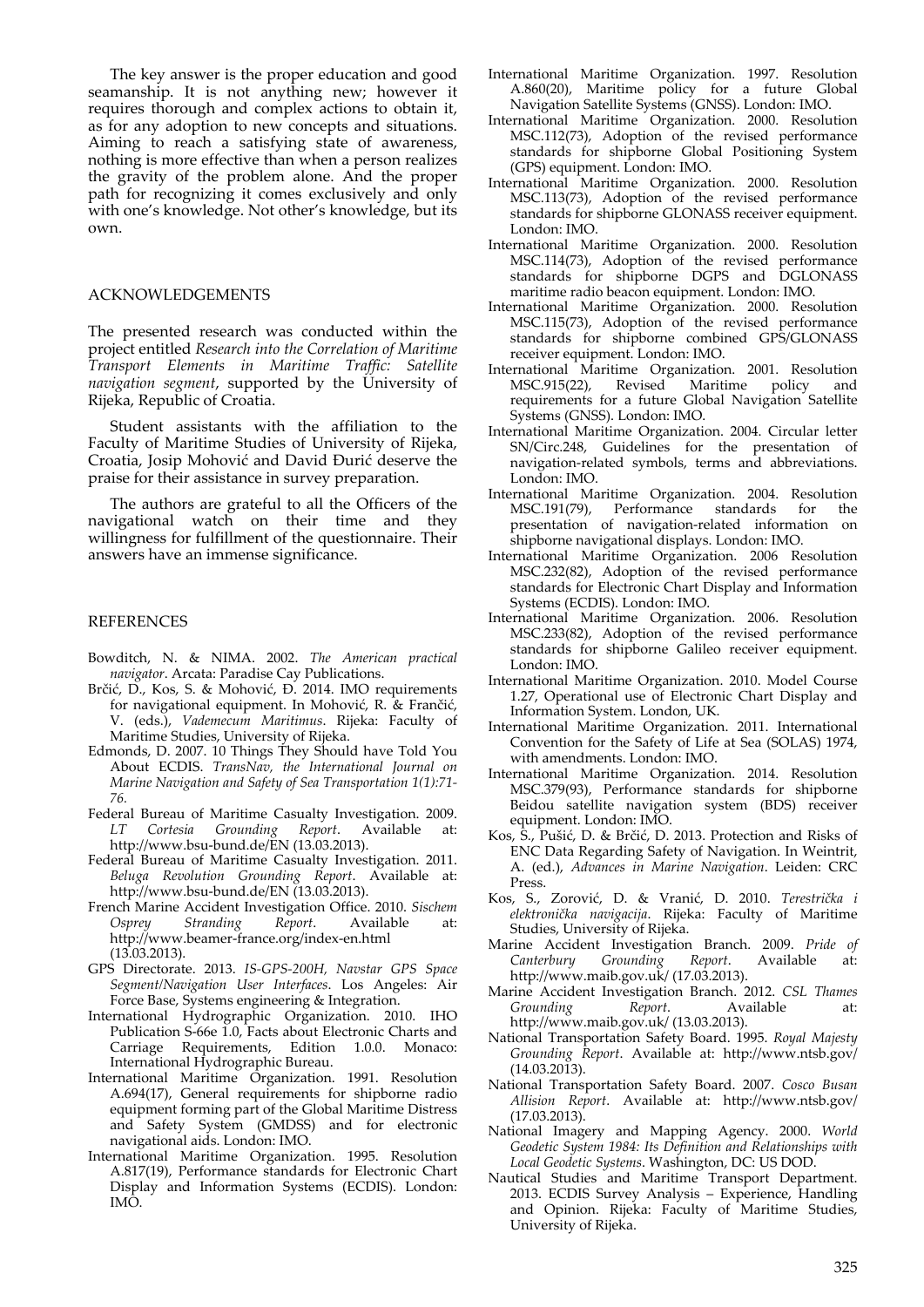The key answer is the proper education and good seamanship. It is not anything new; however it requires thorough and complex actions to obtain it, as for any adoption to new concepts and situations. Aiming to reach a satisfying state of awareness, nothing is more effective than when a person realizes the gravity of the problem alone. And the proper path for recognizing it comes exclusively and only with one's knowledge. Not other's knowledge, but its own.

## ACKNOWLEDGEMENTS

The presented research was conducted within the project entitled *Research into the Correlation of Maritime Transport Elements in Maritime Traffic: Satellite navigation segment*, supported by the University of Rijeka, Republic of Croatia.

Student assistants with the affiliation to the Faculty of Maritime Studies of University of Rijeka, Croatia, Josip Mohović and David Đurić deserve the praise for their assistance in survey preparation.

The authors are grateful to all the Officers of the navigational watch on their time and they willingness for fulfillment of the questionnaire. Their answers have an immense significance.

## REFERENCES

Bowditch, N. & NIMA. 2002. *The American practical navigator*. Arcata: Paradise Cay Publications.

Brčić, D., Kos, S. & Mohović, Đ. 2014. IMO requirements for navigational equipment. In Mohović, R. & Frančić, V. (eds.), *Vademecum Maritimus*. Rijeka: Faculty of Maritime Studies, University of Rijeka.

Edmonds, D. 2007. 10 Things They Should have Told You About ECDIS. *TransNav, the International Journal on Marine Navigation and Safety of Sea Transportation 1(1):71-76*.

Federal Bureau of Maritime Casualty Investigation. 2009. *LT Cortesia Grounding Report*. Available at: http://www.bsu-bund.de/EN (13.03.2013).

Federal Bureau of Maritime Casualty Investigation. 2011. *Beluga Revolution Grounding Report*. Available at: http://www.bsu-bund.de/EN (13.03.2013).

French Marine Accident Investigation Office. 2010. *Sischem Osprey Stranding Report*. Available at: http://www.beamer-france.org/index-en.html (13.03.2013).

GPS Directorate. 2013. *IS-GPS-200H, Navstar GPS Space Segment/Navigation User Interfaces*. Los Angeles: Air Force Base, Systems engineering & Integration.

International Hydrographic Organization. 2010. IHO Publication S-66e 1.0, Facts about Electronic Charts and Carriage Requirements, Edition 1.0.0. Monaco: International Hydrographic Bureau.

International Maritime Organization. 1991. Resolution A.694(17), General requirements for shipborne radio equipment forming part of the Global Maritime Distress and Safety System (GMDSS) and for electronic navigational aids. London: IMO.

International Maritime Organization. 1995. Resolution A.817(19), Performance standards for Electronic Chart Display and Information Systems (ECDIS). London: IMO.

International Maritime Organization. 1997. Resolution A.860(20), Maritime policy for a future Global Navigation Satellite Systems (GNSS). London: IMO.

International Maritime Organization. 2000. Resolution MSC.112(73), Adoption of the revised performance standards for shipborne Global Positioning System (GPS) equipment. London: IMO.

International Maritime Organization. 2000. Resolution MSC.113(73), Adoption of the revised performance standards for shipborne GLONASS receiver equipment. London: IMO.

International Maritime Organization. 2000. Resolution MSC.114(73), Adoption of the revised performance standards for shipborne DGPS and DGLONASS maritime radio beacon equipment. London: IMO.

International Maritime Organization. 2000. Resolution MSC.115(73), Adoption of the revised performance standards for shipborne combined GPS/GLONASS receiver equipment. London: IMO.

International Maritime Organization. 2001. Resolution MSC.915(22), Revised Maritime policy and requirements for a future Global Navigation Satellite Systems (GNSS). London: IMO.

International Maritime Organization. 2004. Circular letter SN/Circ.248, Guidelines for the presentation of navigation-related symbols, terms and abbreviations. London: IMO.

International Maritime Organization. 2004. Resolution MSC.191(79), Performance standards for the presentation of navigation-related information on shipborne navigational displays. London: IMO.

International Maritime Organization. 2006 Resolution MSC.232(82), Adoption of the revised performance standards for Electronic Chart Display and Information Systems (ECDIS). London: IMO.

International Maritime Organization. 2006. Resolution MSC.233(82), Adoption of the revised performance standards for shipborne Galileo receiver equipment. London: IMO.

International Maritime Organization. 2010. Model Course 1.27, Operational use of Electronic Chart Display and Information System. London, UK.

International Maritime Organization. 2011. International Convention for the Safety of Life at Sea (SOLAS) 1974, with amendments. London: IMO.

International Maritime Organization. 2014. Resolution MSC.379(93), Performance standards for shipborne Beidou satellite navigation system (BDS) receiver equipment. London: IMO.

Kos, S., Pušić, D. & Brčić, D. 2013. Protection and Risks of ENC Data Regarding Safety of Navigation. In Weintrit, A. (ed.), *Advances in Marine Navigation*. Leiden: CRC Press.

Kos, S., Zorović, D. & Vranić, D. 2010. *Terestrička i elektronička navigacija*. Rijeka: Faculty of Maritime Studies, University of Rijeka.

Marine Accident Investigation Branch. 2009. *Pride of Canterbury Grounding Report*. Available at: http://www.maib.gov.uk/ (17.03.2013).

Marine Accident Investigation Branch. 2012. *CSL Thames Grounding Report*. Available at: http://www.maib.gov.uk/ (13.03.2013).

National Transportation Safety Board. 1995. *Royal Majesty Grounding Report*. Available at: http://www.ntsb.gov/ (14.03.2013).

National Transportation Safety Board. 2007. *Cosco Busan Allision Report*. Available at: http://www.ntsb.gov/ (17.03.2013).

National Imagery and Mapping Agency. 2000. *World Geodetic System 1984: Its Definition and Relationships with Local Geodetic Systems*. Washington, DC: US DOD.

Nautical Studies and Maritime Transport Department. 2013. ECDIS Survey Analysis – Experience, Handling and Opinion. Rijeka: Faculty of Maritime Studies, University of Rijeka.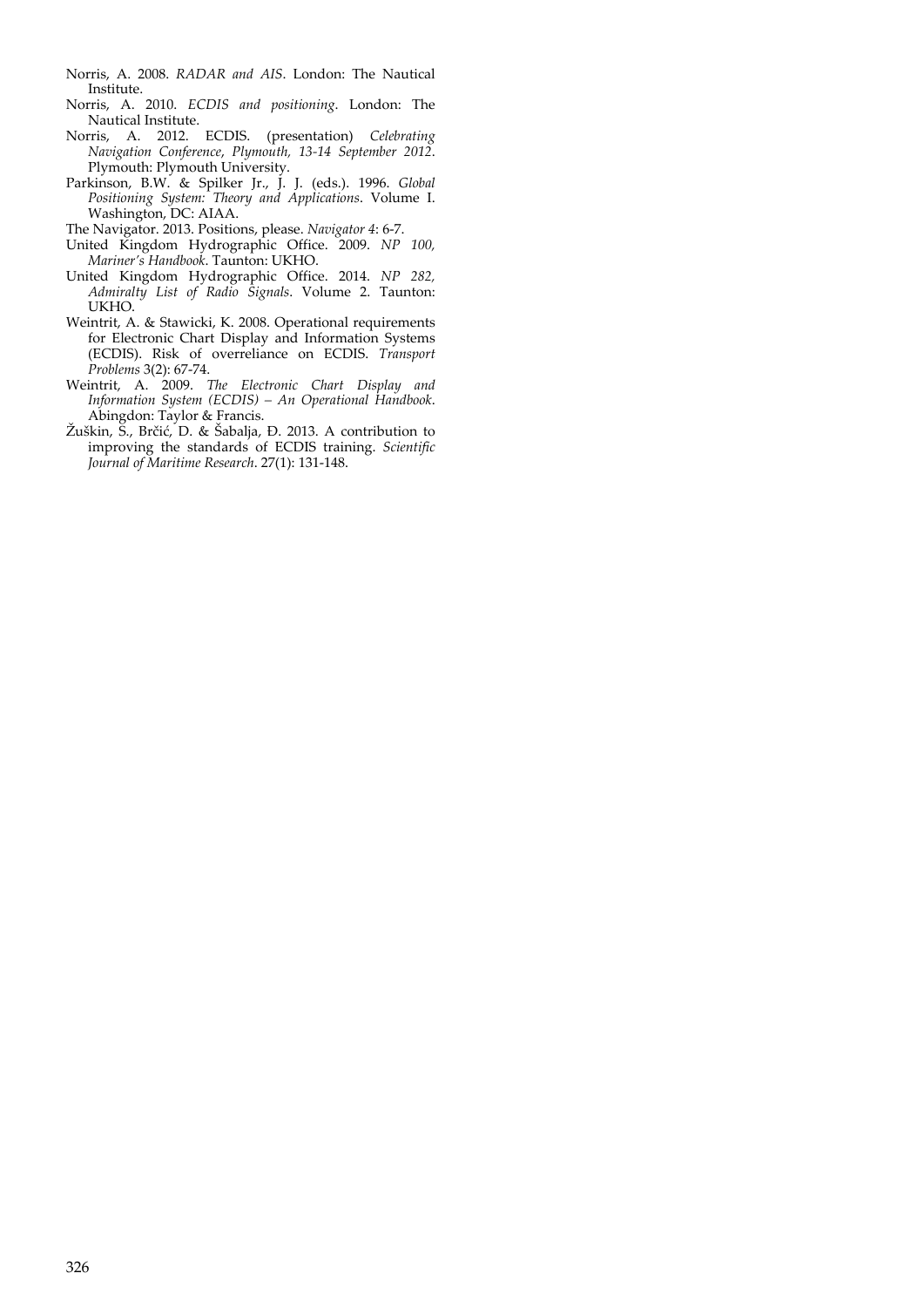Norris, A. 2008. *RADAR and AIS*. London: The Nautical Institute.

Norris, A. 2010. *ECDIS and positioning*. London: The Nautical Institute.

Norris, A. 2012. ECDIS. (presentation) *Celebrating Navigation Conference, Plymouth, 13-14 September 2012*. Plymouth: Plymouth University.

Parkinson, B.W. & Spilker Jr., J. J. (eds.). 1996. *Global Positioning System: Theory and Applications*. Volume I. Washington, DC: AIAA.

The Navigator. 2013. Positions, please. *Navigator 4*: 6-7.

United Kingdom Hydrographic Office. 2009. *NP 100, Mariner's Handbook*. Taunton: UKHO.

United Kingdom Hydrographic Office. 2014. *NP 282, Admiralty List of Radio Signals*. Volume 2. Taunton: UKHO.

Weintrit, A. & Stawicki, K. 2008. Operational requirements for Electronic Chart Display and Information Systems (ECDIS). Risk of overreliance on ECDIS. *Transport Problems* 3(2): 67-74.

Weintrit, A. 2009. *The Electronic Chart Display and Information System (ECDIS) – An Operational Handbook*. Abingdon: Taylor & Francis.

Žuškin, S., Brčić, D. & Šabalja, Đ. 2013. A contribution to improving the standards of ECDIS training. *Scientific Journal of Maritime Research*. 27(1): 131-148.